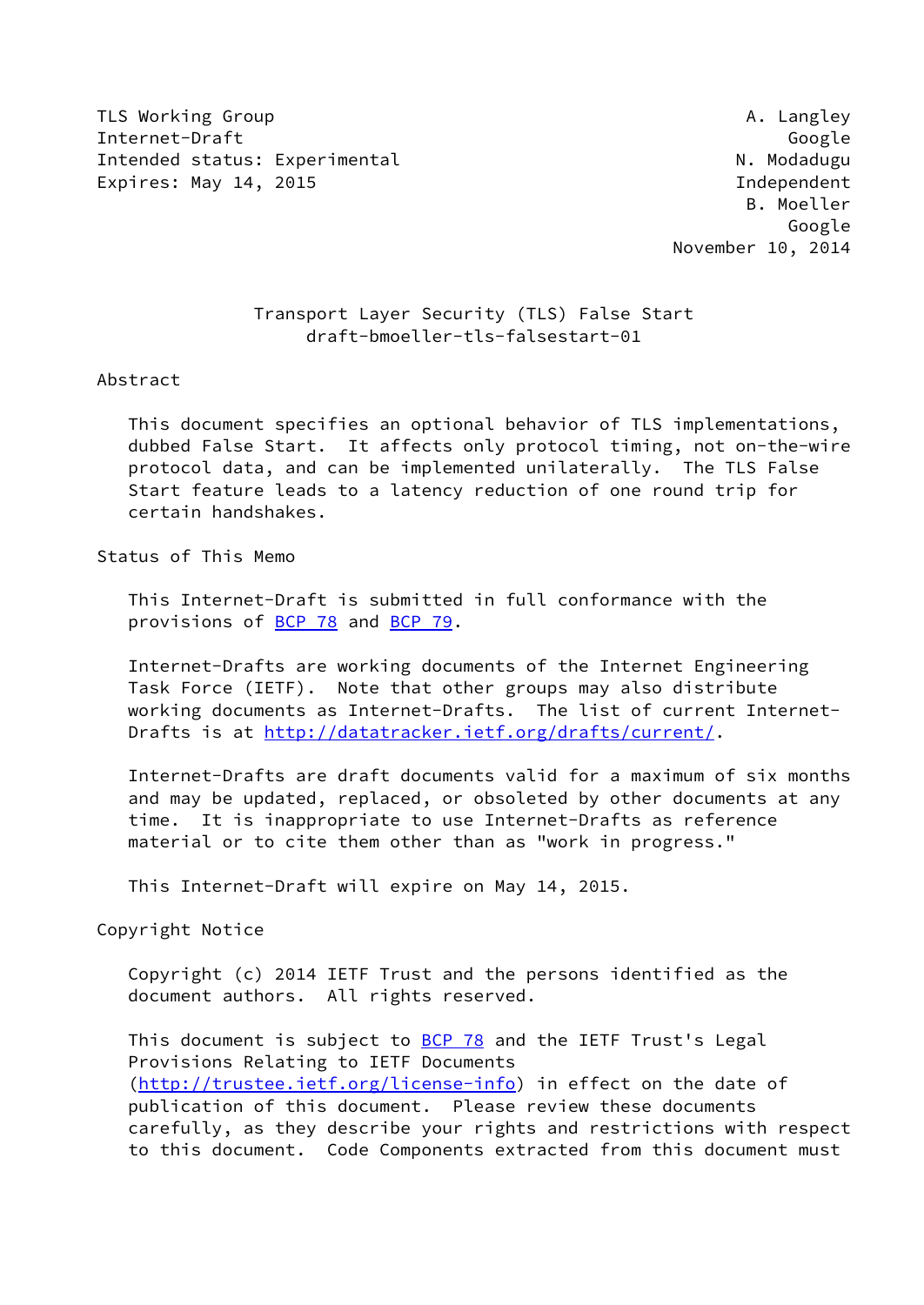TLS Working Group A. Langley
Internet-Draft Google
Intended status: Experimental N. Modadugu
Expires: May 14, 2015 Independent
B. Moeller
Google
November 10, 2014

# Transport Layer Security (TLS) False Start
draft-bmoeller-tls-falsestart-01

## Abstract

This document specifies an optional behavior of TLS implementations, dubbed False Start. It affects only protocol timing, not on-the-wire protocol data, and can be implemented unilaterally. The TLS False Start feature leads to a latency reduction of one round trip for certain handshakes.

## Status of This Memo

This Internet-Draft is submitted in full conformance with the provisions of BCP 78 and BCP 79.

Internet-Drafts are working documents of the Internet Engineering Task Force (IETF). Note that other groups may also distribute working documents as Internet-Drafts. The list of current Internet-Drafts is at http://datatracker.ietf.org/drafts/current/.

Internet-Drafts are draft documents valid for a maximum of six months and may be updated, replaced, or obsoleted by other documents at any time. It is inappropriate to use Internet-Drafts as reference material or to cite them other than as "work in progress."

This Internet-Draft will expire on May 14, 2015.

## Copyright Notice

Copyright (c) 2014 IETF Trust and the persons identified as the document authors. All rights reserved.

This document is subject to BCP 78 and the IETF Trust's Legal Provisions Relating to IETF Documents (http://trustee.ietf.org/license-info) in effect on the date of publication of this document. Please review these documents carefully, as they describe your rights and restrictions with respect to this document. Code Components extracted from this document must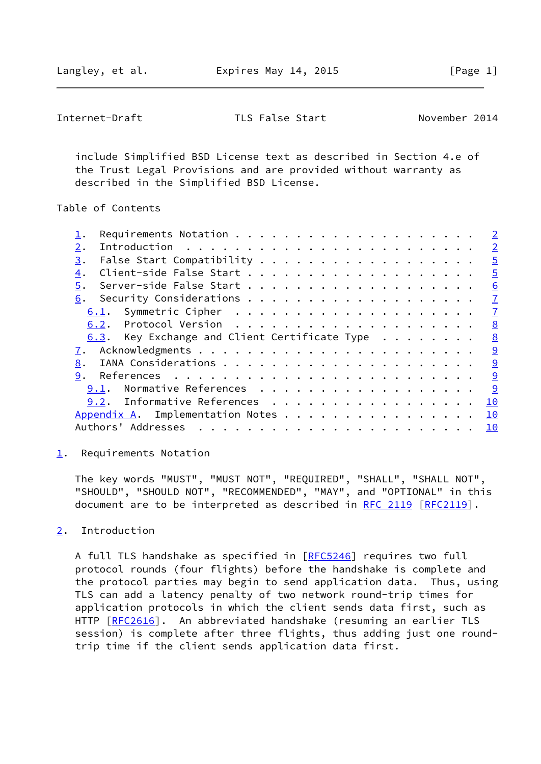include Simplified BSD License text as described in Section 4.e of the Trust Legal Provisions and are provided without warranty as described in the Simplified BSD License.

## Table of Contents

```
   1.  Requirements Notation . . . . . . . . . . . . . . . . . . . .   2
   2.  Introduction  . . . . . . . . . . . . . . . . . . . . . . . .   2
   3.  False Start Compatibility . . . . . . . . . . . . . . . . . .   5
   4.  Client-side False Start . . . . . . . . . . . . . . . . . . .   5
   5.  Server-side False Start . . . . . . . . . . . . . . . . . . .   6
   6.  Security Considerations . . . . . . . . . . . . . . . . . . .   7
     6.1.  Symmetric Cipher  . . . . . . . . . . . . . . . . . . . .   7
     6.2.  Protocol Version  . . . . . . . . . . . . . . . . . . . .   8
     6.3.  Key Exchange and Client Certificate Type  . . . . . . . .   8
   7.  Acknowledgments . . . . . . . . . . . . . . . . . . . . . . .   9
   8.  IANA Considerations . . . . . . . . . . . . . . . . . . . . .   9
   9.  References  . . . . . . . . . . . . . . . . . . . . . . . . .   9
     9.1.  Normative References  . . . . . . . . . . . . . . . . . .   9
     9.2.  Informative References  . . . . . . . . . . . . . . . . .  10
   Appendix A.  Implementation Notes . . . . . . . . . . . . . . . .  10
   Authors' Addresses  . . . . . . . . . . . . . . . . . . . . . . .  10
```

## 1. Requirements Notation

The key words "MUST", "MUST NOT", "REQUIRED", "SHALL", "SHALL NOT", "SHOULD", "SHOULD NOT", "RECOMMENDED", "MAY", and "OPTIONAL" in this document are to be interpreted as described in RFC 2119 [RFC2119].

## 2. Introduction

A full TLS handshake as specified in [RFC5246] requires two full protocol rounds (four flights) before the handshake is complete and the protocol parties may begin to send application data. Thus, using TLS can add a latency penalty of two network round-trip times for application protocols in which the client sends data first, such as HTTP [RFC2616]. An abbreviated handshake (resuming an earlier TLS session) is complete after three flights, thus adding just one round-trip time if the client sends application data first.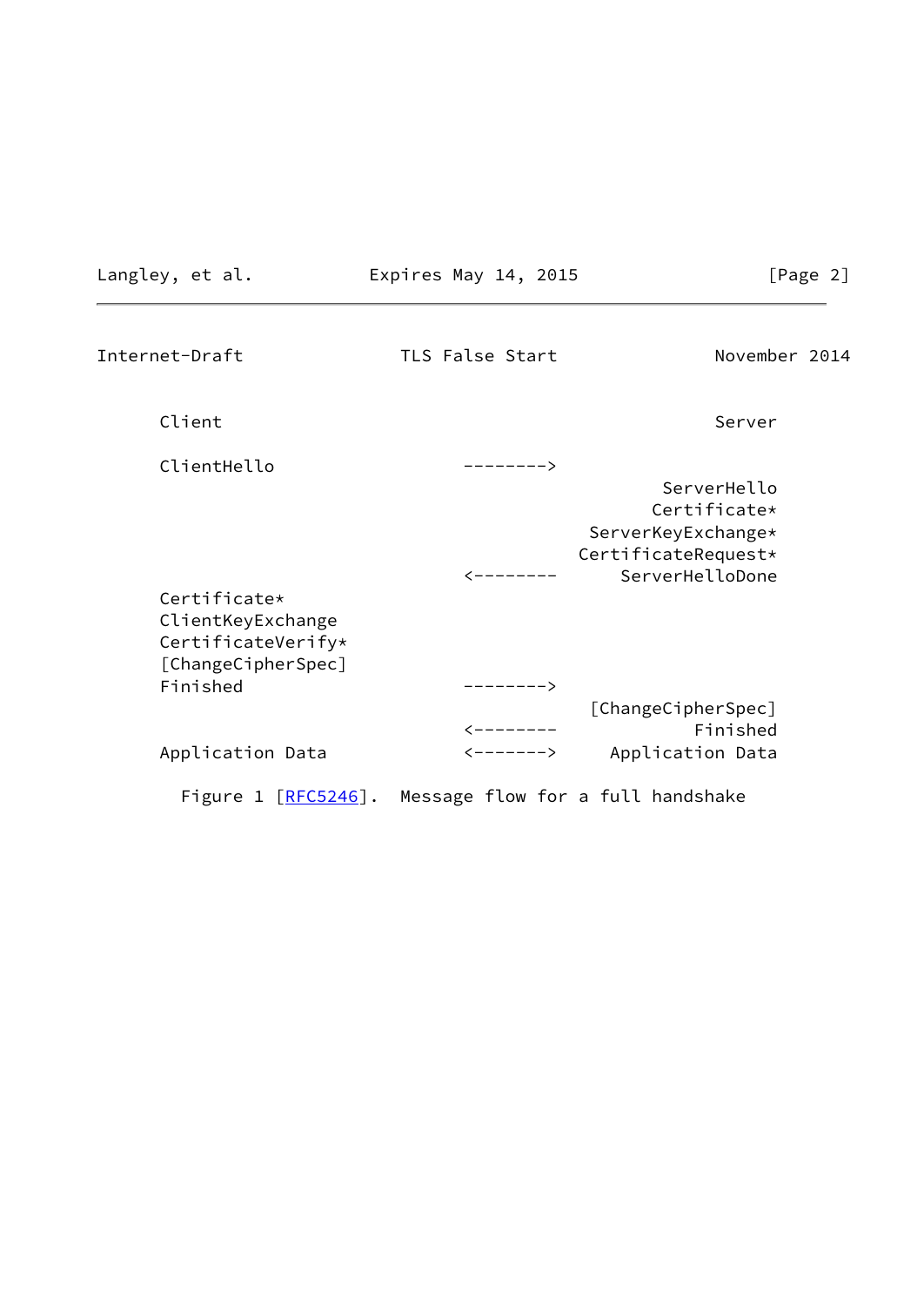```
      Client                                               Server

      ClientHello                  -------->
                                                      ServerHello
                                                     Certificate*
                                               ServerKeyExchange*
                                              CertificateRequest*
                                   <--------      ServerHelloDone
      Certificate*
      ClientKeyExchange
      CertificateVerify*
      [ChangeCipherSpec]
      Finished                     -------->
                                               [ChangeCipherSpec]
                                   <--------             Finished
      Application Data             <------->     Application Data
```

Figure 1 [RFC5246]. Message flow for a full handshake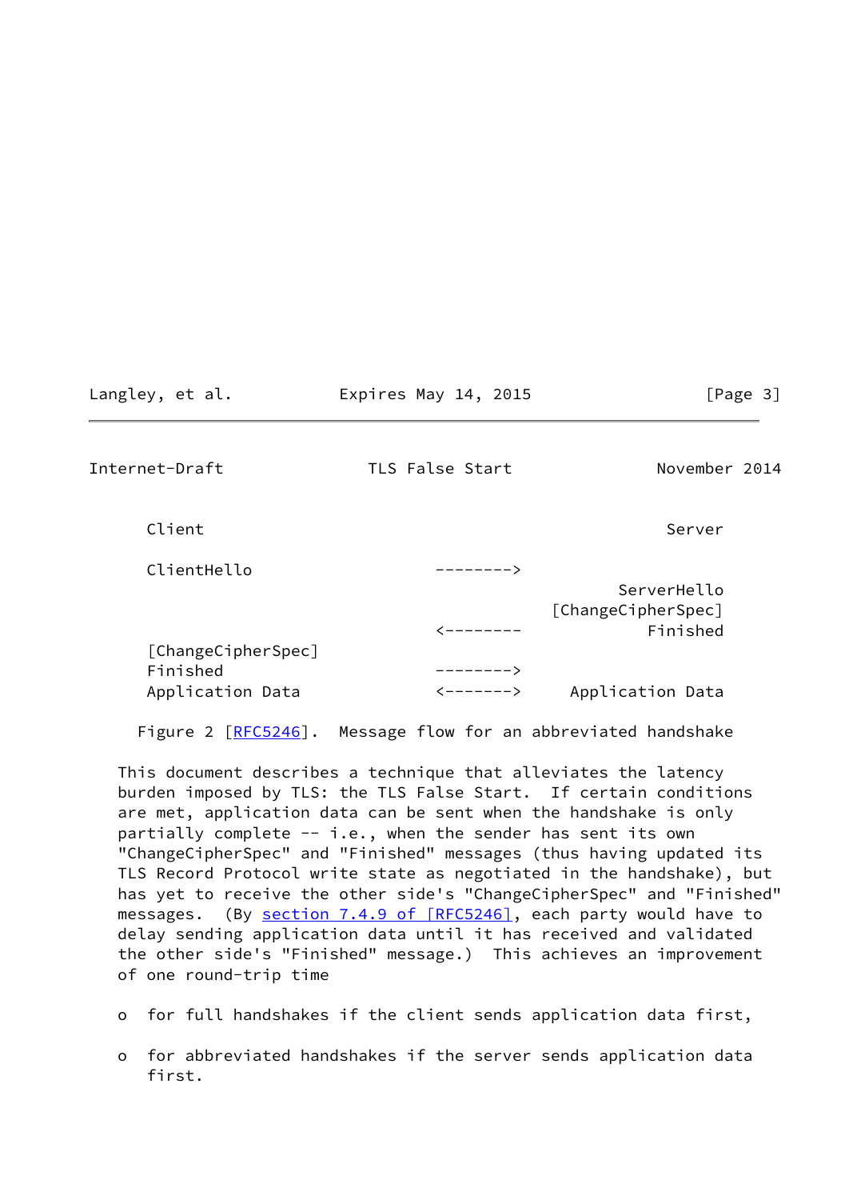```
      Client                                                Server

      ClientHello                  -------->
                                                       ServerHello
                                                [ChangeCipherSpec]
                                   <--------              Finished
      [ChangeCipherSpec]
      Finished                     -------->
      Application Data             <------->      Application Data
```

Figure 2 [RFC5246]. Message flow for an abbreviated handshake

This document describes a technique that alleviates the latency burden imposed by TLS: the TLS False Start. If certain conditions are met, application data can be sent when the handshake is only partially complete -- i.e., when the sender has sent its own "ChangeCipherSpec" and "Finished" messages (thus having updated its TLS Record Protocol write state as negotiated in the handshake), but has yet to receive the other side's "ChangeCipherSpec" and "Finished" messages. (By section 7.4.9 of [RFC5246], each party would have to delay sending application data until it has received and validated the other side's "Finished" message.) This achieves an improvement of one round-trip time

- for full handshakes if the client sends application data first,
- for abbreviated handshakes if the server sends application data first.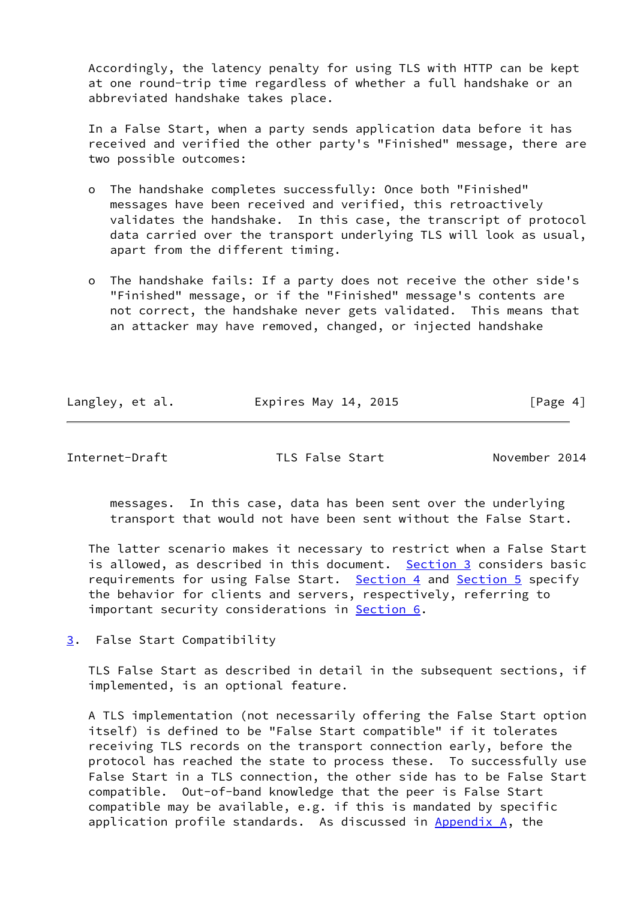Accordingly, the latency penalty for using TLS with HTTP can be kept at one round-trip time regardless of whether a full handshake or an abbreviated handshake takes place.

In a False Start, when a party sends application data before it has received and verified the other party's "Finished" message, there are two possible outcomes:

- The handshake completes successfully: Once both "Finished" messages have been received and verified, this retroactively validates the handshake. In this case, the transcript of protocol data carried over the transport underlying TLS will look as usual, apart from the different timing.

- The handshake fails: If a party does not receive the other side's "Finished" message, or if the "Finished" message's contents are not correct, the handshake never gets validated. This means that an attacker may have removed, changed, or injected handshake messages. In this case, data has been sent over the underlying transport that would not have been sent without the False Start.

The latter scenario makes it necessary to restrict when a False Start is allowed, as described in this document. Section 3 considers basic requirements for using False Start. Section 4 and Section 5 specify the behavior for clients and servers, respectively, referring to important security considerations in Section 6.

## 3. False Start Compatibility

TLS False Start as described in detail in the subsequent sections, if implemented, is an optional feature.

A TLS implementation (not necessarily offering the False Start option itself) is defined to be "False Start compatible" if it tolerates receiving TLS records on the transport connection early, before the protocol has reached the state to process these. To successfully use False Start in a TLS connection, the other side has to be False Start compatible. Out-of-band knowledge that the peer is False Start compatible may be available, e.g. if this is mandated by specific application profile standards. As discussed in Appendix A, the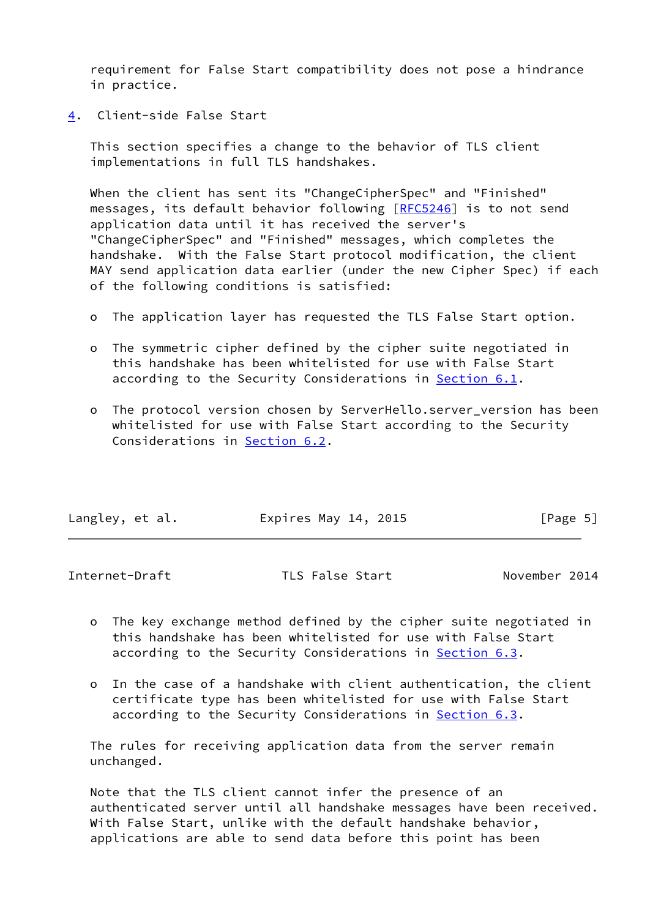requirement for False Start compatibility does not pose a hindrance in practice.

## 4. Client-side False Start

This section specifies a change to the behavior of TLS client implementations in full TLS handshakes.

When the client has sent its "ChangeCipherSpec" and "Finished" messages, its default behavior following [RFC5246] is to not send application data until it has received the server's "ChangeCipherSpec" and "Finished" messages, which completes the handshake. With the False Start protocol modification, the client MAY send application data earlier (under the new Cipher Spec) if each of the following conditions is satisfied:

- The application layer has requested the TLS False Start option.
- The symmetric cipher defined by the cipher suite negotiated in this handshake has been whitelisted for use with False Start according to the Security Considerations in Section 6.1.
- The protocol version chosen by ServerHello.server_version has been whitelisted for use with False Start according to the Security Considerations in Section 6.2.
- The key exchange method defined by the cipher suite negotiated in this handshake has been whitelisted for use with False Start according to the Security Considerations in Section 6.3.
- In the case of a handshake with client authentication, the client certificate type has been whitelisted for use with False Start according to the Security Considerations in Section 6.3.

The rules for receiving application data from the server remain unchanged.

Note that the TLS client cannot infer the presence of an authenticated server until all handshake messages have been received. With False Start, unlike with the default handshake behavior, applications are able to send data before this point has been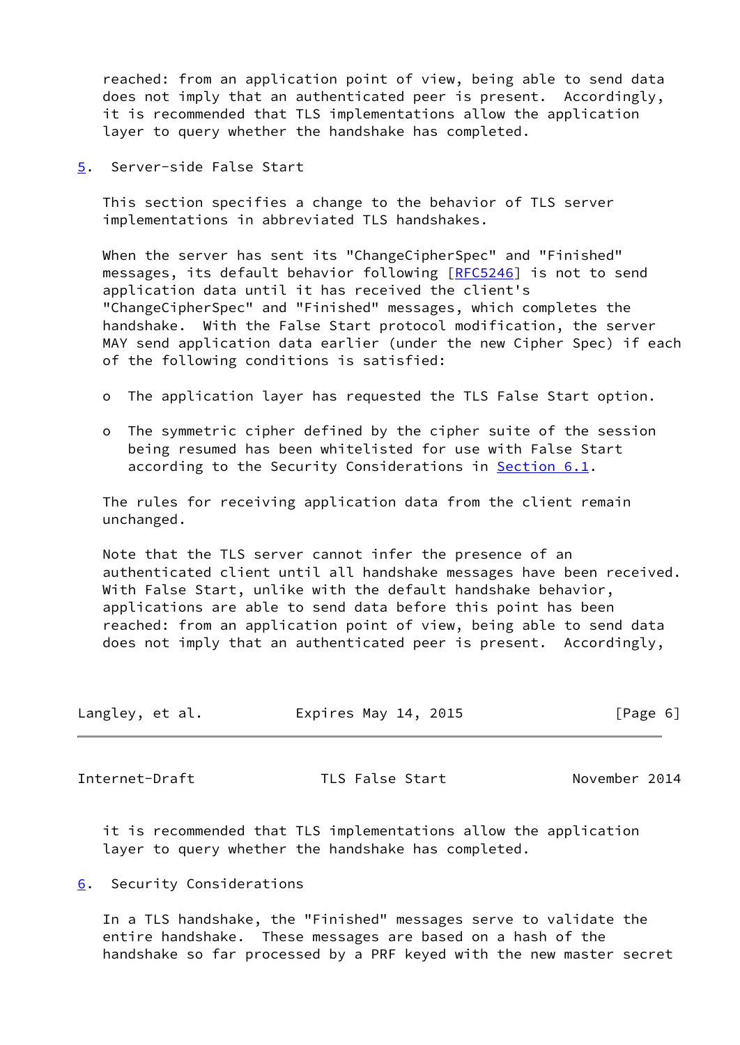reached: from an application point of view, being able to send data does not imply that an authenticated peer is present. Accordingly, it is recommended that TLS implementations allow the application layer to query whether the handshake has completed.

## 5. Server-side False Start

This section specifies a change to the behavior of TLS server implementations in abbreviated TLS handshakes.

When the server has sent its "ChangeCipherSpec" and "Finished" messages, its default behavior following [RFC5246] is not to send application data until it has received the client's "ChangeCipherSpec" and "Finished" messages, which completes the handshake. With the False Start protocol modification, the server MAY send application data earlier (under the new Cipher Spec) if each of the following conditions is satisfied:

- The application layer has requested the TLS False Start option.
- The symmetric cipher defined by the cipher suite of the session being resumed has been whitelisted for use with False Start according to the Security Considerations in Section 6.1.

The rules for receiving application data from the client remain unchanged.

Note that the TLS server cannot infer the presence of an authenticated client until all handshake messages have been received. With False Start, unlike with the default handshake behavior, applications are able to send data before this point has been reached: from an application point of view, being able to send data does not imply that an authenticated peer is present. Accordingly, it is recommended that TLS implementations allow the application layer to query whether the handshake has completed.

## 6. Security Considerations

In a TLS handshake, the "Finished" messages serve to validate the entire handshake. These messages are based on a hash of the handshake so far processed by a PRF keyed with the new master secret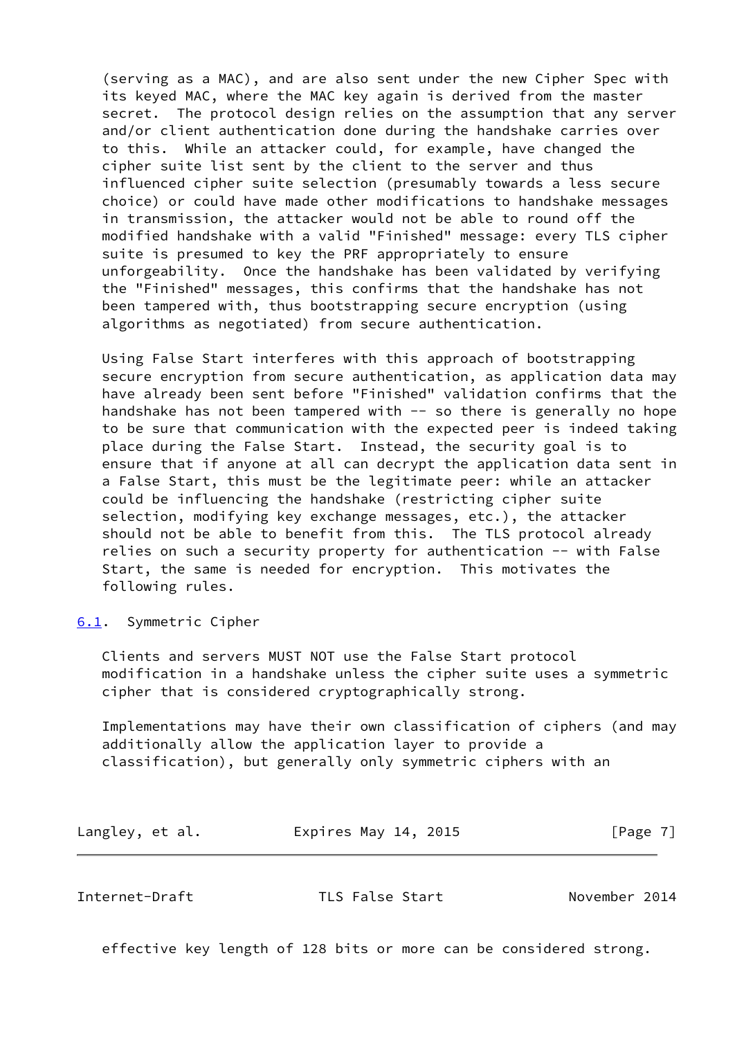(serving as a MAC), and are also sent under the new Cipher Spec with its keyed MAC, where the MAC key again is derived from the master secret. The protocol design relies on the assumption that any server and/or client authentication done during the handshake carries over to this. While an attacker could, for example, have changed the cipher suite list sent by the client to the server and thus influenced cipher suite selection (presumably towards a less secure choice) or could have made other modifications to handshake messages in transmission, the attacker would not be able to round off the modified handshake with a valid "Finished" message: every TLS cipher suite is presumed to key the PRF appropriately to ensure unforgeability. Once the handshake has been validated by verifying the "Finished" messages, this confirms that the handshake has not been tampered with, thus bootstrapping secure encryption (using algorithms as negotiated) from secure authentication.

Using False Start interferes with this approach of bootstrapping secure encryption from secure authentication, as application data may have already been sent before "Finished" validation confirms that the handshake has not been tampered with -- so there is generally no hope to be sure that communication with the expected peer is indeed taking place during the False Start. Instead, the security goal is to ensure that if anyone at all can decrypt the application data sent in a False Start, this must be the legitimate peer: while an attacker could be influencing the handshake (restricting cipher suite selection, modifying key exchange messages, etc.), the attacker should not be able to benefit from this. The TLS protocol already relies on such a security property for authentication -- with False Start, the same is needed for encryption. This motivates the following rules.

### 6.1. Symmetric Cipher

Clients and servers MUST NOT use the False Start protocol modification in a handshake unless the cipher suite uses a symmetric cipher that is considered cryptographically strong.

Implementations may have their own classification of ciphers (and may additionally allow the application layer to provide a classification), but generally only symmetric ciphers with an effective key length of 128 bits or more can be considered strong.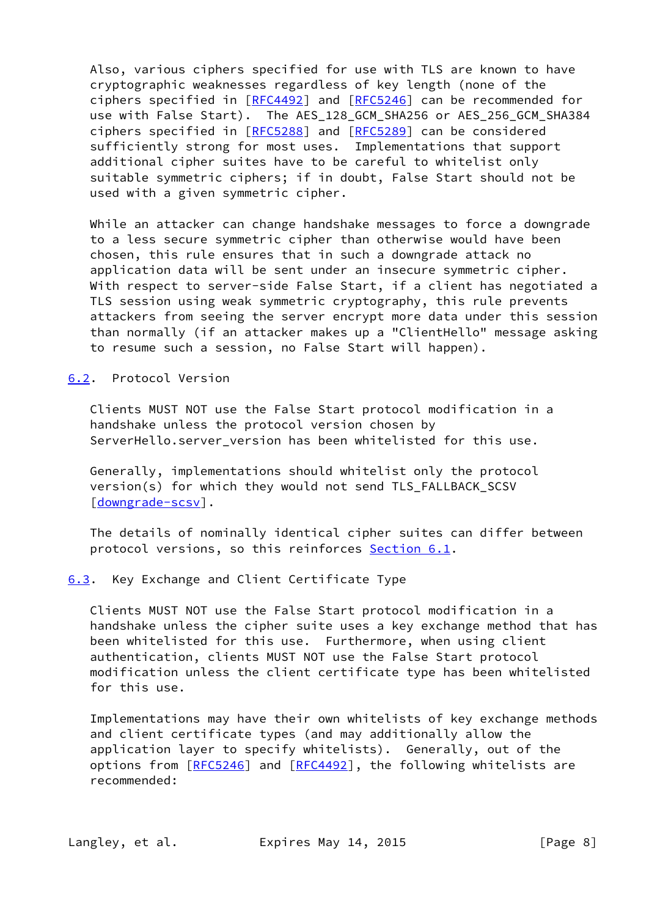Also, various ciphers specified for use with TLS are known to have cryptographic weaknesses regardless of key length (none of the ciphers specified in [RFC4492] and [RFC5246] can be recommended for use with False Start). The AES_128_GCM_SHA256 or AES_256_GCM_SHA384 ciphers specified in [RFC5288] and [RFC5289] can be considered sufficiently strong for most uses. Implementations that support additional cipher suites have to be careful to whitelist only suitable symmetric ciphers; if in doubt, False Start should not be used with a given symmetric cipher.

While an attacker can change handshake messages to force a downgrade to a less secure symmetric cipher than otherwise would have been chosen, this rule ensures that in such a downgrade attack no application data will be sent under an insecure symmetric cipher. With respect to server-side False Start, if a client has negotiated a TLS session using weak symmetric cryptography, this rule prevents attackers from seeing the server encrypt more data under this session than normally (if an attacker makes up a "ClientHello" message asking to resume such a session, no False Start will happen).

## 6.2. Protocol Version

Clients MUST NOT use the False Start protocol modification in a handshake unless the protocol version chosen by ServerHello.server_version has been whitelisted for this use.

Generally, implementations should whitelist only the protocol version(s) for which they would not send TLS_FALLBACK_SCSV [downgrade-scsv].

The details of nominally identical cipher suites can differ between protocol versions, so this reinforces Section 6.1.

## 6.3. Key Exchange and Client Certificate Type

Clients MUST NOT use the False Start protocol modification in a handshake unless the cipher suite uses a key exchange method that has been whitelisted for this use. Furthermore, when using client authentication, clients MUST NOT use the False Start protocol modification unless the client certificate type has been whitelisted for this use.

Implementations may have their own whitelists of key exchange methods and client certificate types (and may additionally allow the application layer to specify whitelists). Generally, out of the options from [RFC5246] and [RFC4492], the following whitelists are recommended: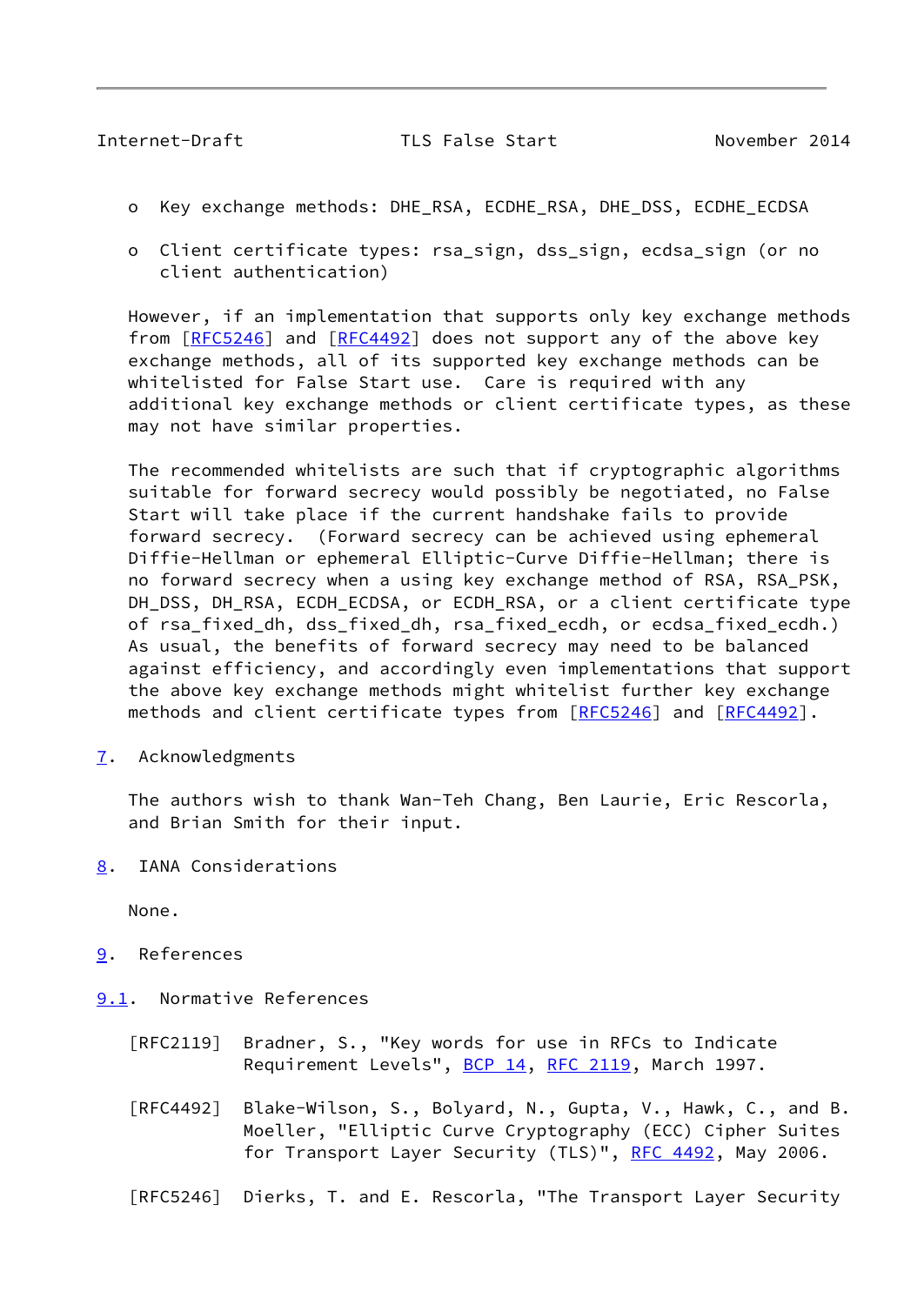- Key exchange methods: DHE_RSA, ECDHE_RSA, DHE_DSS, ECDHE_ECDSA

- Client certificate types: rsa_sign, dss_sign, ecdsa_sign (or no client authentication)

However, if an implementation that supports only key exchange methods from [RFC5246] and [RFC4492] does not support any of the above key exchange methods, all of its supported key exchange methods can be whitelisted for False Start use. Care is required with any additional key exchange methods or client certificate types, as these may not have similar properties.

The recommended whitelists are such that if cryptographic algorithms suitable for forward secrecy would possibly be negotiated, no False Start will take place if the current handshake fails to provide forward secrecy. (Forward secrecy can be achieved using ephemeral Diffie-Hellman or ephemeral Elliptic-Curve Diffie-Hellman; there is no forward secrecy when a using key exchange method of RSA, RSA_PSK, DH_DSS, DH_RSA, ECDH_ECDSA, or ECDH_RSA, or a client certificate type of rsa_fixed_dh, dss_fixed_dh, rsa_fixed_ecdh, or ecdsa_fixed_ecdh.) As usual, the benefits of forward secrecy may need to be balanced against efficiency, and accordingly even implementations that support the above key exchange methods might whitelist further key exchange methods and client certificate types from [RFC5246] and [RFC4492].

## 7. Acknowledgments

The authors wish to thank Wan-Teh Chang, Ben Laurie, Eric Rescorla, and Brian Smith for their input.

## 8. IANA Considerations

None.

## 9. References

### 9.1. Normative References

[RFC2119] Bradner, S., "Key words for use in RFCs to Indicate Requirement Levels", BCP 14, RFC 2119, March 1997.

[RFC4492] Blake-Wilson, S., Bolyard, N., Gupta, V., Hawk, C., and B. Moeller, "Elliptic Curve Cryptography (ECC) Cipher Suites for Transport Layer Security (TLS)", RFC 4492, May 2006.

[RFC5246] Dierks, T. and E. Rescorla, "The Transport Layer Security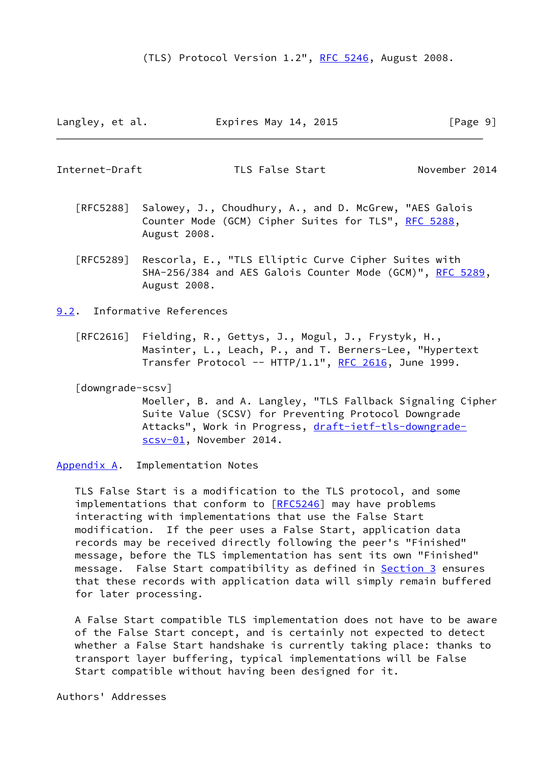(TLS) Protocol Version 1.2", RFC 5246, August 2008.

[RFC5288] Salowey, J., Choudhury, A., and D. McGrew, "AES Galois Counter Mode (GCM) Cipher Suites for TLS", RFC 5288, August 2008.

[RFC5289] Rescorla, E., "TLS Elliptic Curve Cipher Suites with SHA-256/384 and AES Galois Counter Mode (GCM)", RFC 5289, August 2008.

### 9.2. Informative References

[RFC2616] Fielding, R., Gettys, J., Mogul, J., Frystyk, H., Masinter, L., Leach, P., and T. Berners-Lee, "Hypertext Transfer Protocol -- HTTP/1.1", RFC 2616, June 1999.

[downgrade-scsv] Moeller, B. and A. Langley, "TLS Fallback Signaling Cipher Suite Value (SCSV) for Preventing Protocol Downgrade Attacks", Work in Progress, draft-ietf-tls-downgrade-scsv-01, November 2014.

## Appendix A. Implementation Notes

TLS False Start is a modification to the TLS protocol, and some implementations that conform to [RFC5246] may have problems interacting with implementations that use the False Start modification. If the peer uses a False Start, application data records may be received directly following the peer's "Finished" message, before the TLS implementation has sent its own "Finished" message. False Start compatibility as defined in Section 3 ensures that these records with application data will simply remain buffered for later processing.

A False Start compatible TLS implementation does not have to be aware of the False Start concept, and is certainly not expected to detect whether a False Start handshake is currently taking place: thanks to transport layer buffering, typical implementations will be False Start compatible without having been designed for it.

## Authors' Addresses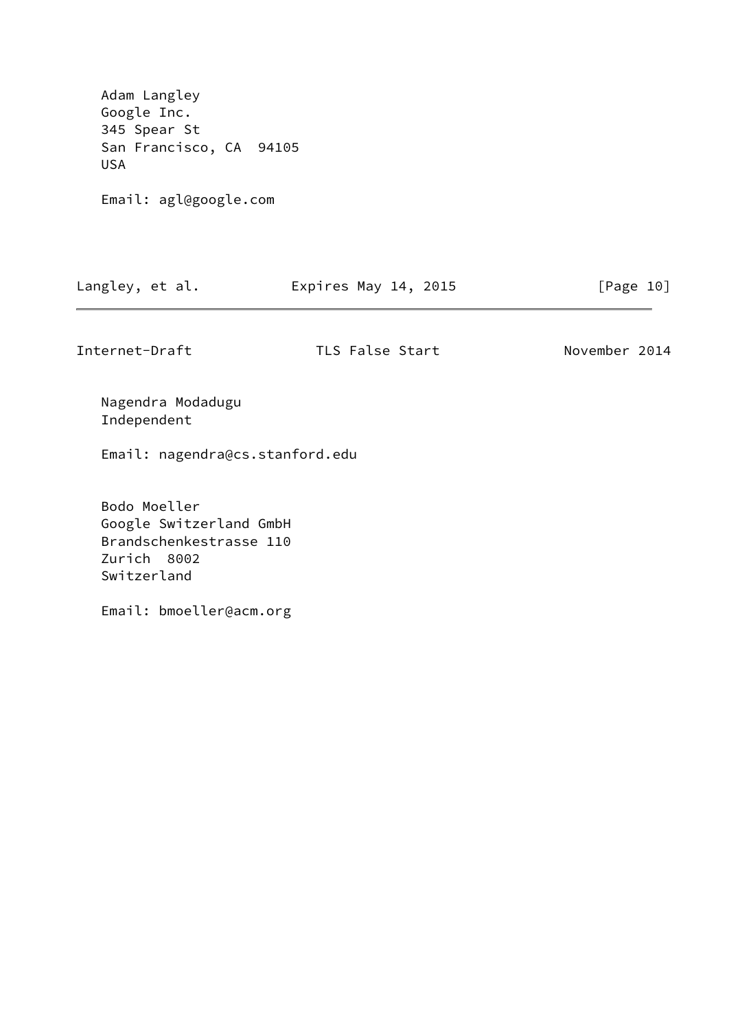Adam Langley
Google Inc.
345 Spear St
San Francisco, CA  94105
USA

Email: agl@google.com

Nagendra Modadugu
Independent

Email: nagendra@cs.stanford.edu

Bodo Moeller
Google Switzerland GmbH
Brandschenkestrasse 110
Zurich  8002
Switzerland

Email: bmoeller@acm.org